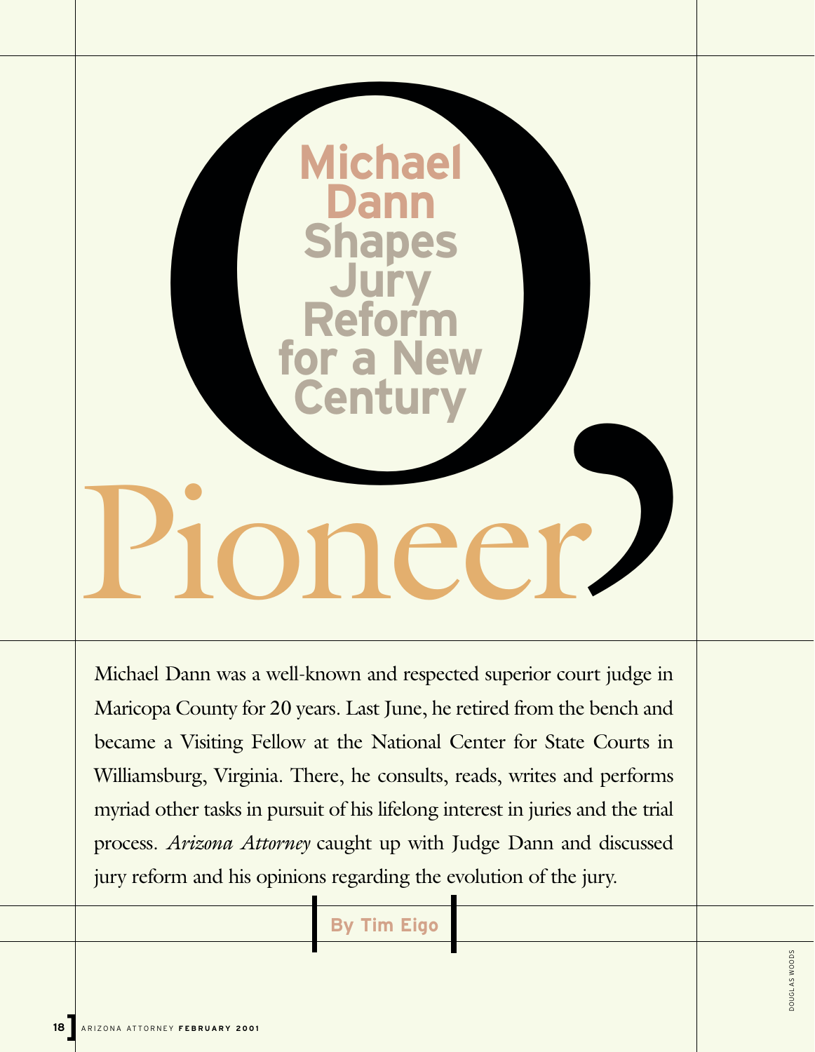# O, Pioneer

## Michael Dann Shapes Jury Reform for a New Century

Michael Dann was a well-known and respected superior court judge in Maricopa County for 20 years. Last June, he retired from the bench and became a Visiting Fellow at the National Center for State Courts in Williamsburg, Virginia. There, he consults, reads, writes and performs myriad other tasks in pursuit of his lifelong interest in juries and the trial process. *Arizona Attorney* caught up with Judge Dann and discussed jury reform and his opinions regarding the evolution of the jury.

**By Tim Eigo**

DOUGLAS WOODS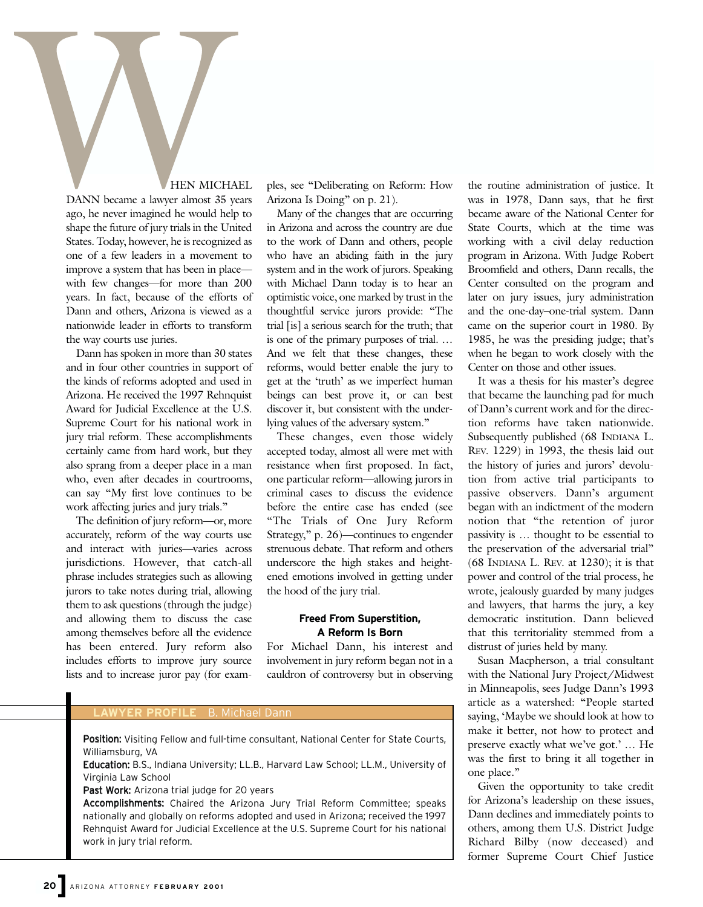WHEN MICHAEL DANN became a lawyer almost 35 years ago, he never imagined he would help to shape the future of jury trials in the United States. Today, however, he is recognized as one of a few leaders in a movement to improve a system that has been in place—with few changes—for more than 200 years. In fact, because of the efforts of Dann and others, Arizona is viewed as a nationwide leader in efforts to transform the way courts use juries.

Dann has spoken in more than 30 states and in four other countries in support of the kinds of reforms adopted and used in Arizona. He received the 1997 Rehnquist Award for Judicial Excellence at the U.S. Supreme Court for his national work in jury trial reform. These accomplishments certainly came from hard work, but they also sprang from a deeper place in a man who, even after decades in courtrooms, can say "My first love continues to be work affecting juries and jury trials."

The definition of jury reform—or, more accurately, reform of the way courts use and interact with juries—varies across jurisdictions. However, that catch-all phrase includes strategies such as allowing jurors to take notes during trial, allowing them to ask questions (through the judge) and allowing them to discuss the case among themselves before all the evidence has been entered. Jury reform also includes efforts to improve jury source lists and to increase juror pay (for examples, see "Deliberating on Reform: How Arizona Is Doing" on p. 21).

Many of the changes that are occurring in Arizona and across the country are due to the work of Dann and others, people who have an abiding faith in the jury system and in the work of jurors. Speaking with Michael Dann today is to hear an optimistic voice, one marked by trust in the thoughtful service jurors provide: "The trial [is] a serious search for the truth; that is one of the primary purposes of trial. … And we felt that these changes, these reforms, would better enable the jury to get at the 'truth' as we imperfect human beings can best prove it, or can best discover it, but consistent with the underlying values of the adversary system."

These changes, even those widely accepted today, almost all were met with resistance when first proposed. In fact, one particular reform—allowing jurors in criminal cases to discuss the evidence before the entire case has ended (see "The Trials of One Jury Reform Strategy," p. 26)—continues to engender strenuous debate. That reform and others underscore the high stakes and heightened emotions involved in getting under the hood of the jury trial.

### Freed From Superstition, A Reform Is Born

For Michael Dann, his interest and involvement in jury reform began not in a cauldron of controversy but in observing the routine administration of justice. It was in 1978, Dann says, that he first became aware of the National Center for State Courts, which at the time was working with a civil delay reduction program in Arizona. With Judge Robert Broomfield and others, Dann recalls, the Center consulted on the program and later on jury issues, jury administration and the one-day–one-trial system. Dann came on the superior court in 1980. By 1985, he was the presiding judge; that's when he began to work closely with the Center on those and other issues.

It was a thesis for his master's degree that became the launching pad for much of Dann's current work and for the direction reforms have taken nationwide. Subsequently published (68 INDIANA L. REV. 1229) in 1993, the thesis laid out the history of juries and jurors' devolution from active trial participants to passive observers. Dann's argument began with an indictment of the modern notion that "the retention of juror passivity is … thought to be essential to the preservation of the adversarial trial" (68 INDIANA L. REV. at 1230); it is that power and control of the trial process, he wrote, jealously guarded by many judges and lawyers, that harms the jury, a key democratic institution. Dann believed that this territoriality stemmed from a distrust of juries held by many.

Susan Macpherson, a trial consultant with the National Jury Project/Midwest in Minneapolis, sees Judge Dann's 1993 article as a watershed: "People started saying, 'Maybe we should look at how to make it better, not how to protect and preserve exactly what we've got.' … He was the first to bring it all together in one place."

Given the opportunity to take credit for Arizona's leadership on these issues, Dann declines and immediately points to others, among them U.S. District Judge Richard Bilby (now deceased) and former Supreme Court Chief Justice

---

**LAWYER PROFILE** B. Michael Dann

**Position:** Visiting Fellow and full-time consultant, National Center for State Courts, Williamsburg, VA

**Education:** B.S., Indiana University; LL.B., Harvard Law School; LL.M., University of Virginia Law School

**Past Work:** Arizona trial judge for 20 years

**Accomplishments:** Chaired the Arizona Jury Trial Reform Committee; speaks nationally and globally on reforms adopted and used in Arizona; received the 1997 Rehnquist Award for Judicial Excellence at the U.S. Supreme Court for his national work in jury trial reform.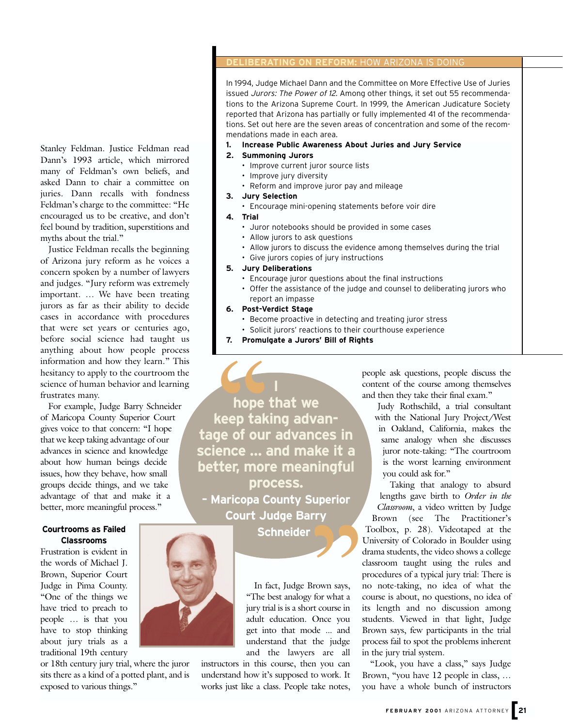Stanley Feldman. Justice Feldman read Dann's 1993 article, which mirrored many of Feldman's own beliefs, and asked Dann to chair a committee on juries. Dann recalls with fondness Feldman's charge to the committee: "He encouraged us to be creative, and don't feel bound by tradition, superstitions and myths about the trial."

Justice Feldman recalls the beginning of Arizona jury reform as he voices a concern spoken by a number of lawyers and judges. "Jury reform was extremely important. … We have been treating jurors as far as their ability to decide cases in accordance with procedures that were set years or centuries ago, before social science had taught us anything about how people process information and how they learn." This hesitancy to apply to the courtroom the science of human behavior and learning frustrates many.

For example, Judge Barry Schneider of Maricopa County Superior Court gives voice to that concern: "I hope that we keep taking advantage of our advances in science and knowledge about how human beings decide issues, how they behave, how small groups decide things, and we take advantage of that and make it a better, more meaningful process."

## DELIBERATING ON REFORM: HOW ARIZONA IS DOING

In 1994, Judge Michael Dann and the Committee on More Effective Use of Juries issued *Jurors: The Power of 12*. Among other things, it set out 55 recommendations to the Arizona Supreme Court. In 1999, the American Judicature Society reported that Arizona has partially or fully implemented 41 of the recommendations. Set out here are the seven areas of concentration and some of the recommendations made in each area.

1. **Increase Public Awareness About Juries and Jury Service**
2. **Summoning Jurors**
   - Improve current juror source lists
   - Improve jury diversity
   - Reform and improve juror pay and mileage
3. **Jury Selection**
   - Encourage mini-opening statements before voir dire
4. **Trial**
   - Juror notebooks should be provided in some cases
   - Allow jurors to ask questions
   - Allow jurors to discuss the evidence among themselves during the trial
   - Give jurors copies of jury instructions
5. **Jury Deliberations**
   - Encourage juror questions about the final instructions
   - Offer the assistance of the judge and counsel to deliberating jurors who report an impasse
6. **Post-Verdict Stage**
   - Become proactive in detecting and treating juror stress
   - Solicit jurors' reactions to their courthouse experience
7. **Promulgate a Jurors' Bill of Rights**

> **"I hope that we keep taking advantage of our advances in science ... and make it a better, more meaningful process."**
> **– Maricopa County Superior Court Judge Barry Schneider**

### Courtrooms as Failed Classrooms

Frustration is evident in the words of Michael J. Brown, Superior Court Judge in Pima County. "One of the things we have tried to preach to people … is that you have to stop thinking about jury trials as a traditional 19th century or 18th century jury trial, where the juror sits there as a kind of a potted plant, and is exposed to various things."

In fact, Judge Brown says, "The best analogy for what a jury trial is is a short course in adult education. Once you get into that mode … and understand that the judge and the lawyers are all instructors in this course, then you can understand how it's supposed to work. It works just like a class. People take notes, people ask questions, people discuss the content of the course among themselves and then they take their final exam."

Judy Rothschild, a trial consultant with the National Jury Project/West in Oakland, California, makes the same analogy when she discusses juror note-taking: "The courtroom is the worst learning environment you could ask for."

Taking that analogy to absurd lengths gave birth to *Order in the Classroom*, a video written by Judge Brown (see The Practitioner's Toolbox, p. 28). Videotaped at the University of Colorado in Boulder using drama students, the video shows a college classroom taught using the rules and procedures of a typical jury trial: There is no note-taking, no idea of what the course is about, no questions, no idea of its length and no discussion among students. Viewed in that light, Judge Brown says, few participants in the trial process fail to spot the problems inherent in the jury trial system.

"Look, you have a class," says Judge Brown, "you have 12 people in class, … you have a whole bunch of instructors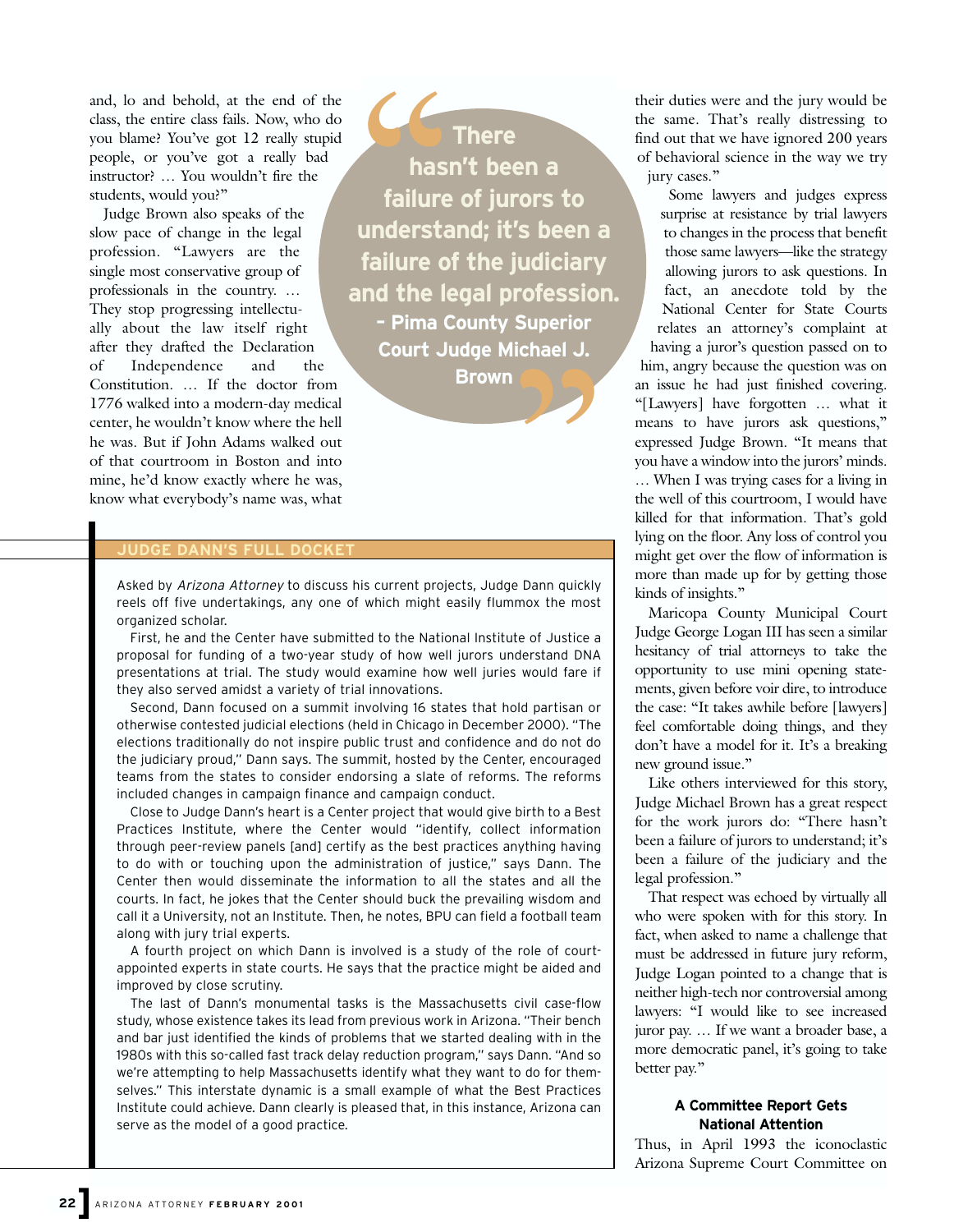and, lo and behold, at the end of the class, the entire class fails. Now, who do you blame? You've got 12 really stupid people, or you've got a really bad instructor? … You wouldn't fire the students, would you?"

Judge Brown also speaks of the slow pace of change in the legal profession. "Lawyers are the single most conservative group of professionals in the country. … They stop progressing intellectually about the law itself right after they drafted the Declaration of Independence and the Constitution. … If the doctor from 1776 walked into a modern-day medical center, he wouldn't know where the hell he was. But if John Adams walked out of that courtroom in Boston and into mine, he'd know exactly where he was, know what everybody's name was, what their duties were and the jury would be the same. That's really distressing to find out that we have ignored 200 years of behavioral science in the way we try jury cases."

> "There hasn't been a failure of jurors to understand; it's been a failure of the judiciary and the legal profession.
> – Pima County Superior Court Judge Michael J. Brown"

Some lawyers and judges express surprise at resistance by trial lawyers to changes in the process that benefit those same lawyers—like the strategy allowing jurors to ask questions. In fact, an anecdote told by the National Center for State Courts relates an attorney's complaint at having a juror's question passed on to him, angry because the question was on an issue he had just finished covering. "[Lawyers] have forgotten … what it means to have jurors ask questions," expressed Judge Brown. "It means that you have a window into the jurors' minds. … When I was trying cases for a living in the well of this courtroom, I would have killed for that information. That's gold lying on the floor. Any loss of control you might get over the flow of information is more than made up for by getting those kinds of insights."

Maricopa County Municipal Court Judge George Logan III has seen a similar hesitancy of trial attorneys to take the opportunity to use mini opening statements, given before voir dire, to introduce the case: "It takes awhile before [lawyers] feel comfortable doing things, and they don't have a model for it. It's a breaking new ground issue."

Like others interviewed for this story, Judge Michael Brown has a great respect for the work jurors do: "There hasn't been a failure of jurors to understand; it's been a failure of the judiciary and the legal profession."

That respect was echoed by virtually all who were spoken with for this story. In fact, when asked to name a challenge that must be addressed in future jury reform, Judge Logan pointed to a change that is neither high-tech nor controversial among lawyers: "I would like to see increased juror pay. … If we want a broader base, a more democratic panel, it's going to take better pay."

### A Committee Report Gets National Attention

Thus, in April 1993 the iconoclastic Arizona Supreme Court Committee on

---

### JUDGE DANN'S FULL DOCKET

Asked by *Arizona Attorney* to discuss his current projects, Judge Dann quickly reels off five undertakings, any one of which might easily flummox the most organized scholar.

First, he and the Center have submitted to the National Institute of Justice a proposal for funding of a two-year study of how well jurors understand DNA presentations at trial. The study would examine how well juries would fare if they also served amidst a variety of trial innovations.

Second, Dann focused on a summit involving 16 states that hold partisan or otherwise contested judicial elections (held in Chicago in December 2000). "The elections traditionally do not inspire public trust and confidence and do not do the judiciary proud," Dann says. The summit, hosted by the Center, encouraged teams from the states to consider endorsing a slate of reforms. The reforms included changes in campaign finance and campaign conduct.

Close to Judge Dann's heart is a Center project that would give birth to a Best Practices Institute, where the Center would "identify, collect information through peer-review panels [and] certify as the best practices anything having to do with or touching upon the administration of justice," says Dann. The Center then would disseminate the information to all the states and all the courts. In fact, he jokes that the Center should buck the prevailing wisdom and call it a University, not an Institute. Then, he notes, BPU can field a football team along with jury trial experts.

A fourth project on which Dann is involved is a study of the role of court-appointed experts in state courts. He says that the practice might be aided and improved by close scrutiny.

The last of Dann's monumental tasks is the Massachusetts civil case-flow study, whose existence takes its lead from previous work in Arizona. "Their bench and bar just identified the kinds of problems that we started dealing with in the 1980s with this so-called fast track delay reduction program," says Dann. "And so we're attempting to help Massachusetts identify what they want to do for themselves." This interstate dynamic is a small example of what the Best Practices Institute could achieve. Dann clearly is pleased that, in this instance, Arizona can serve as the model of a good practice.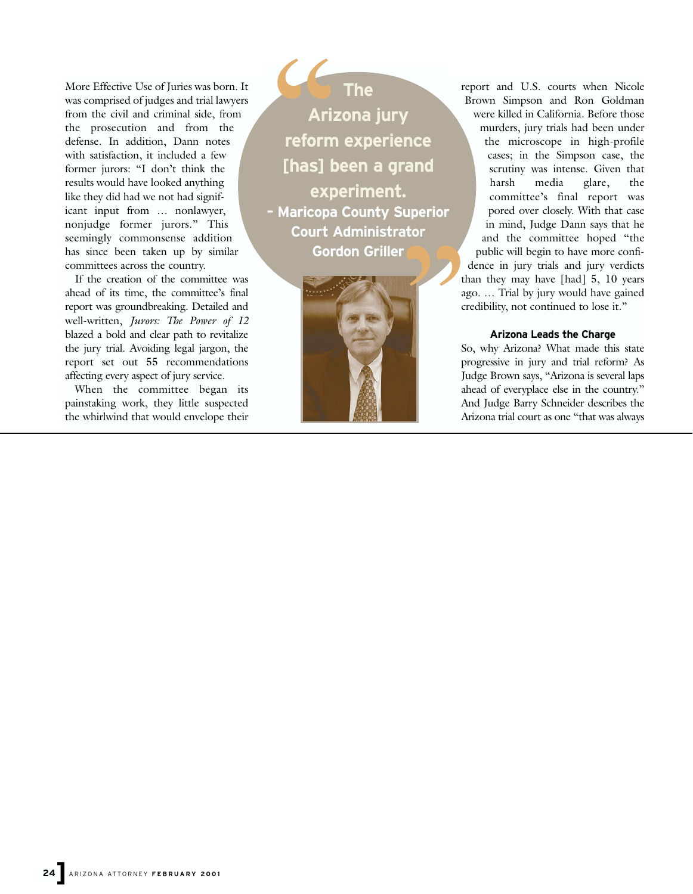More Effective Use of Juries was born. It was comprised of judges and trial lawyers from the civil and criminal side, from the prosecution and from the defense. In addition, Dann notes with satisfaction, it included a few former jurors: "I don't think the results would have looked anything like they did had we not had significant input from … nonlawyer, nonjudge former jurors." This seemingly commonsense addition has since been taken up by similar committees across the country.

If the creation of the committee was ahead of its time, the committee's final report was groundbreaking. Detailed and well-written, *Jurors: The Power of 12* blazed a bold and clear path to revitalize the jury trial. Avoiding legal jargon, the report set out 55 recommendations affecting every aspect of jury service.

When the committee began its painstaking work, they little suspected the whirlwind that would envelope their report and U.S. courts when Nicole Brown Simpson and Ron Goldman were killed in California. Before those murders, jury trials had been under the microscope in high-profile cases; in the Simpson case, the scrutiny was intense. Given that harsh media glare, the committee's final report was pored over closely. With that case in mind, Judge Dann says that he and the committee hoped "the public will begin to have more confidence in jury trials and jury verdicts than they may have [had] 5, 10 years ago. … Trial by jury would have gained credibility, not continued to lose it."

> **"The Arizona jury reform experience [has] been a grand experiment."**
> **– Maricopa County Superior Court Administrator Gordon Griller**

### Arizona Leads the Charge

So, why Arizona? What made this state progressive in jury and trial reform? As Judge Brown says, "Arizona is several laps ahead of everyplace else in the country." And Judge Barry Schneider describes the Arizona trial court as one "that was always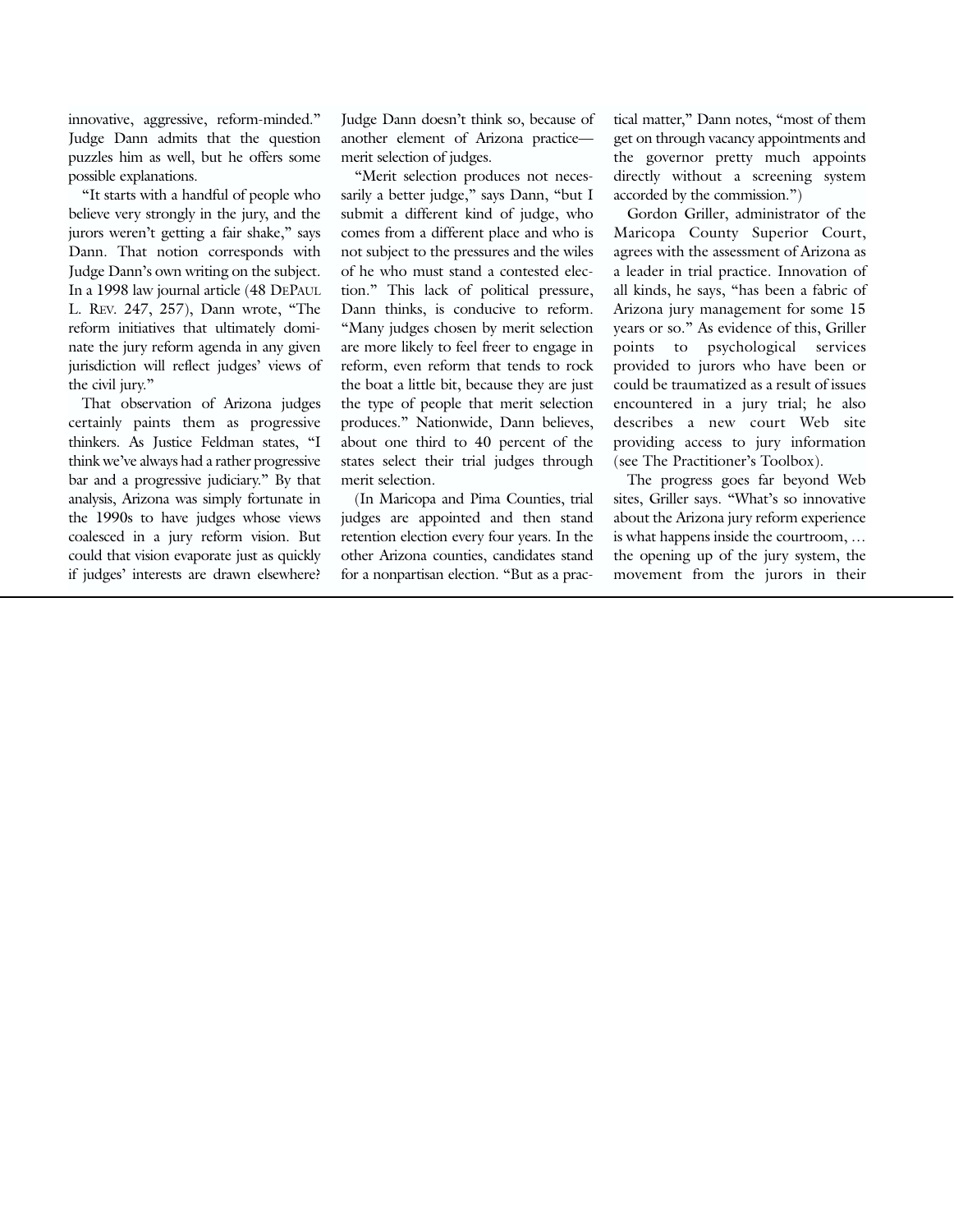innovative, aggressive, reform-minded." Judge Dann admits that the question puzzles him as well, but he offers some possible explanations.

"It starts with a handful of people who believe very strongly in the jury, and the jurors weren't getting a fair shake," says Dann. That notion corresponds with Judge Dann's own writing on the subject. In a 1998 law journal article (48 DEPAUL L. REV. 247, 257), Dann wrote, "The reform initiatives that ultimately dominate the jury reform agenda in any given jurisdiction will reflect judges' views of the civil jury."

That observation of Arizona judges certainly paints them as progressive thinkers. As Justice Feldman states, "I think we've always had a rather progressive bar and a progressive judiciary." By that analysis, Arizona was simply fortunate in the 1990s to have judges whose views coalesced in a jury reform vision. But could that vision evaporate just as quickly if judges' interests are drawn elsewhere? Judge Dann doesn't think so, because of another element of Arizona practice—merit selection of judges.

"Merit selection produces not necessarily a better judge," says Dann, "but I submit a different kind of judge, who comes from a different place and who is not subject to the pressures and the wiles of he who must stand a contested election." This lack of political pressure, Dann thinks, is conducive to reform. "Many judges chosen by merit selection are more likely to feel freer to engage in reform, even reform that tends to rock the boat a little bit, because they are just the type of people that merit selection produces." Nationwide, Dann believes, about one third to 40 percent of the states select their trial judges through merit selection.

(In Maricopa and Pima Counties, trial judges are appointed and then stand retention election every four years. In the other Arizona counties, candidates stand for a nonpartisan election. "But as a practical matter," Dann notes, "most of them get on through vacancy appointments and the governor pretty much appoints directly without a screening system accorded by the commission.")

Gordon Griller, administrator of the Maricopa County Superior Court, agrees with the assessment of Arizona as a leader in trial practice. Innovation of all kinds, he says, "has been a fabric of Arizona jury management for some 15 years or so." As evidence of this, Griller points to psychological services provided to jurors who have been or could be traumatized as a result of issues encountered in a jury trial; he also describes a new court Web site providing access to jury information (see The Practitioner's Toolbox).

The progress goes far beyond Web sites, Griller says. "What's so innovative about the Arizona jury reform experience is what happens inside the courtroom, … the opening up of the jury system, the movement from the jurors in their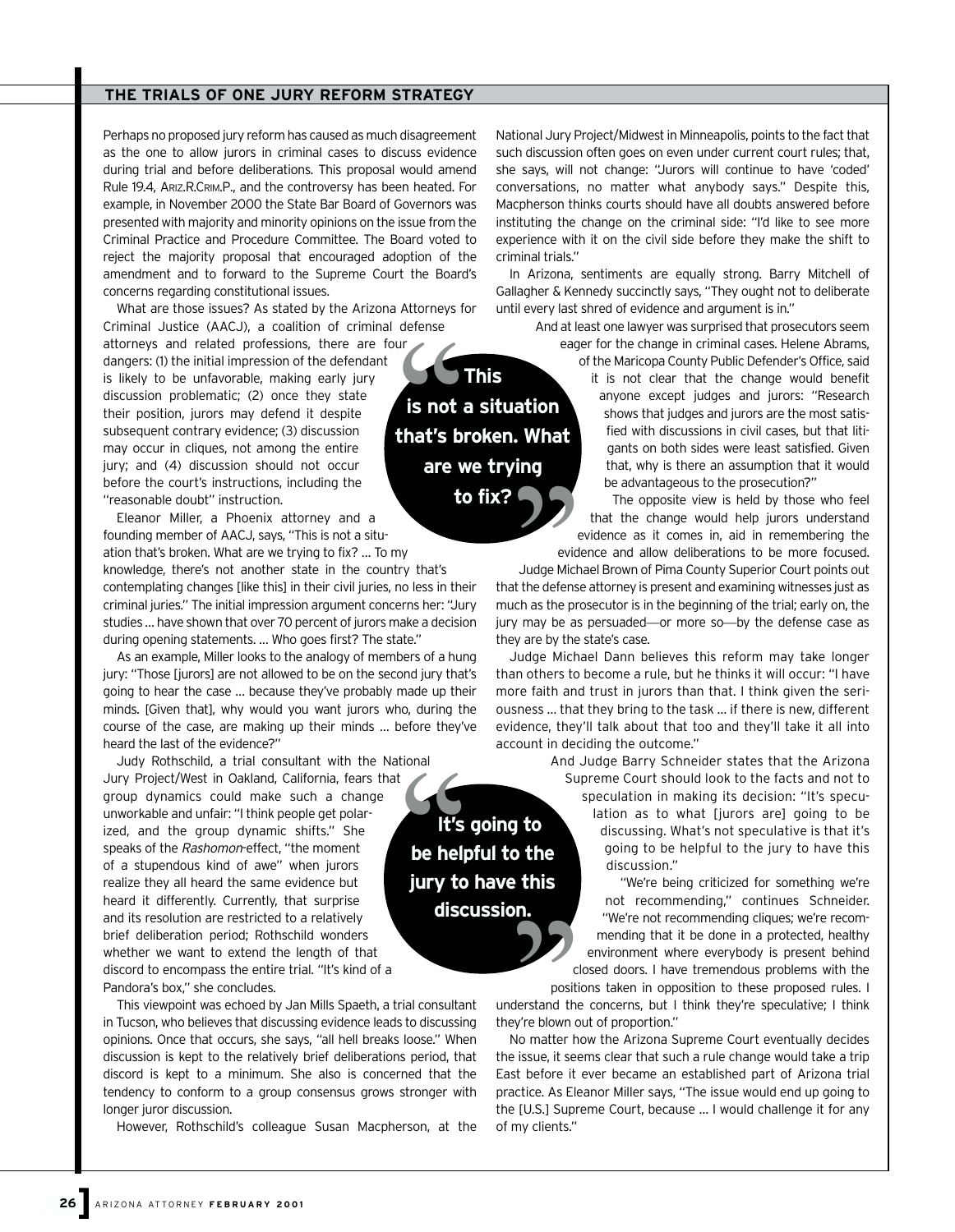## THE TRIALS OF ONE JURY REFORM STRATEGY

Perhaps no proposed jury reform has caused as much disagreement as the one to allow jurors in criminal cases to discuss evidence during trial and before deliberations. This proposal would amend Rule 19.4, ARIZ.R.CRIM.P., and the controversy has been heated. For example, in November 2000 the State Bar Board of Governors was presented with majority and minority opinions on the issue from the Criminal Practice and Procedure Committee. The Board voted to reject the majority proposal that encouraged adoption of the amendment and to forward to the Supreme Court the Board's concerns regarding constitutional issues.

What are those issues? As stated by the Arizona Attorneys for Criminal Justice (AACJ), a coalition of criminal defense attorneys and related professions, there are four dangers: (1) the initial impression of the defendant is likely to be unfavorable, making early jury discussion problematic; (2) once they state their position, jurors may defend it despite subsequent contrary evidence; (3) discussion may occur in cliques, not among the entire jury; and (4) discussion should not occur before the court's instructions, including the "reasonable doubt" instruction.

> **"This is not a situation that's broken. What are we trying to fix?"**

Eleanor Miller, a Phoenix attorney and a founding member of AACJ, says, "This is not a situation that's broken. What are we trying to fix? … To my knowledge, there's not another state in the country that's contemplating changes [like this] in their civil juries, no less in their criminal juries." The initial impression argument concerns her: "Jury studies … have shown that over 70 percent of jurors make a decision during opening statements. … Who goes first? The state."

As an example, Miller looks to the analogy of members of a hung jury: "Those [jurors] are not allowed to be on the second jury that's going to hear the case … because they've probably made up their minds. [Given that], why would you want jurors who, during the course of the case, are making up their minds … before they've heard the last of the evidence?"

Judy Rothschild, a trial consultant with the National Jury Project/West in Oakland, California, fears that group dynamics could make such a change unworkable and unfair: "I think people get polarized, and the group dynamic shifts." She speaks of the *Rashomon*-effect, "the moment of a stupendous kind of awe" when jurors realize they all heard the same evidence but heard it differently. Currently, that surprise and its resolution are restricted to a relatively brief deliberation period; Rothschild wonders whether we want to extend the length of that discord to encompass the entire trial. "It's kind of a Pandora's box," she concludes.

> **"It's going to be helpful to the jury to have this discussion."**

This viewpoint was echoed by Jan Mills Spaeth, a trial consultant in Tucson, who believes that discussing evidence leads to discussing opinions. Once that occurs, she says, "all hell breaks loose." When discussion is kept to the relatively brief deliberations period, that discord is kept to a minimum. She also is concerned that the tendency to conform to a group consensus grows stronger with longer juror discussion.

However, Rothschild's colleague Susan Macpherson, at the National Jury Project/Midwest in Minneapolis, points to the fact that such discussion often goes on even under current court rules; that, she says, will not change: "Jurors will continue to have 'coded' conversations, no matter what anybody says." Despite this, Macpherson thinks courts should have all doubts answered before instituting the change on the criminal side: "I'd like to see more experience with it on the civil side before they make the shift to criminal trials."

In Arizona, sentiments are equally strong. Barry Mitchell of Gallagher & Kennedy succinctly says, "They ought not to deliberate until every last shred of evidence and argument is in."

And at least one lawyer was surprised that prosecutors seem eager for the change in criminal cases. Helene Abrams, of the Maricopa County Public Defender's Office, said it is not clear that the change would benefit anyone except judges and jurors: "Research shows that judges and jurors are the most satisfied with discussions in civil cases, but that litigants on both sides were least satisfied. Given that, why is there an assumption that it would be advantageous to the prosecution?"

The opposite view is held by those who feel that the change would help jurors understand evidence as it comes in, aid in remembering the evidence and allow deliberations to be more focused.

Judge Michael Brown of Pima County Superior Court points out that the defense attorney is present and examining witnesses just as much as the prosecutor is in the beginning of the trial; early on, the jury may be as persuaded—or more so—by the defense case as they are by the state's case.

Judge Michael Dann believes this reform may take longer than others to become a rule, but he thinks it will occur: "I have more faith and trust in jurors than that. I think given the seriousness … that they bring to the task … if there is new, different evidence, they'll talk about that too and they'll take it all into account in deciding the outcome."

And Judge Barry Schneider states that the Arizona Supreme Court should look to the facts and not to speculation in making its decision: "It's speculation as to what [jurors are] going to be discussing. What's not speculative is that it's going to be helpful to the jury to have this discussion."

"We're being criticized for something we're not recommending," continues Schneider. "We're not recommending cliques; we're recommending that it be done in a protected, healthy environment where everybody is present behind closed doors. I have tremendous problems with the positions taken in opposition to these proposed rules. I understand the concerns, but I think they're speculative; I think they're blown out of proportion."

No matter how the Arizona Supreme Court eventually decides the issue, it seems clear that such a rule change would take a trip East before it ever became an established part of Arizona trial practice. As Eleanor Miller says, "The issue would end up going to the [U.S.] Supreme Court, because … I would challenge it for any of my clients."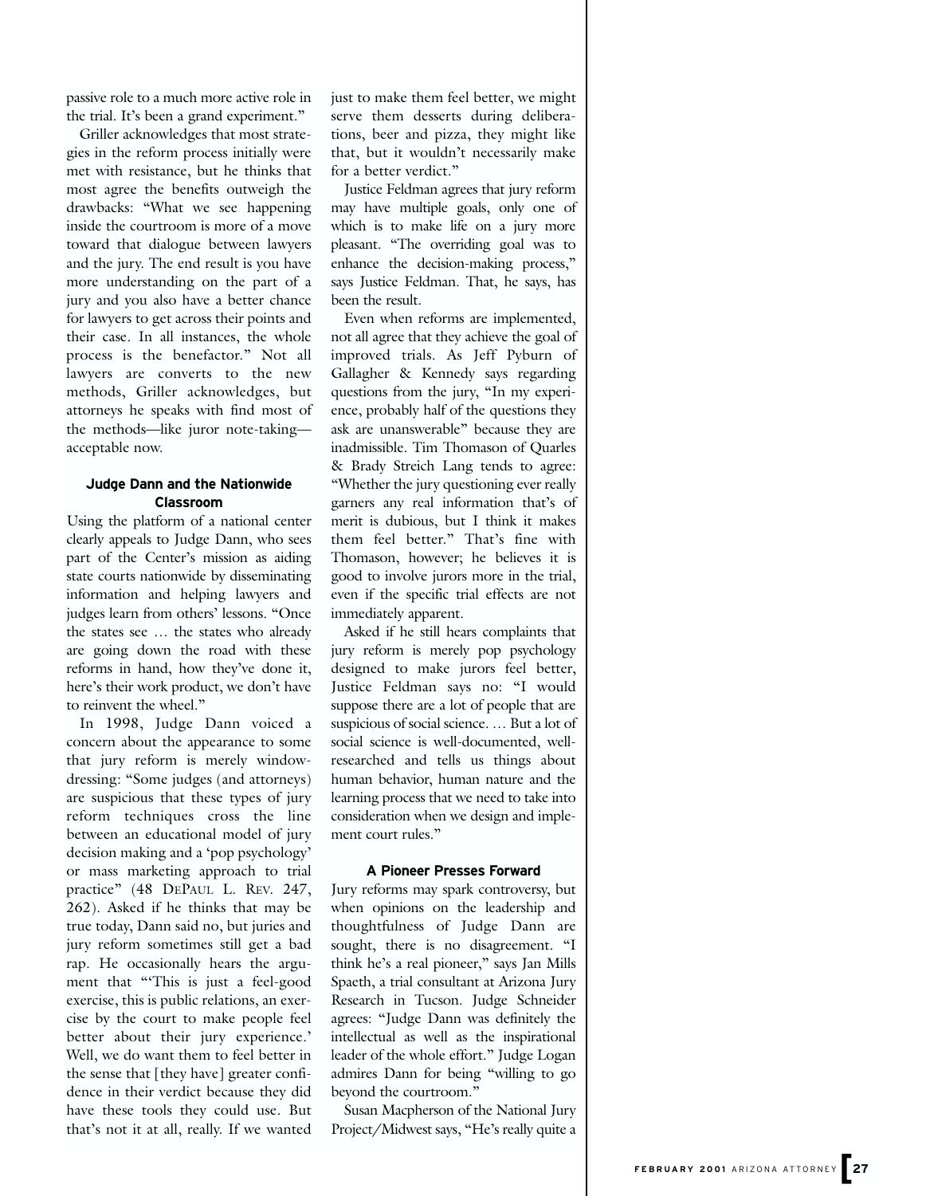passive role to a much more active role in the trial. It's been a grand experiment."

Griller acknowledges that most strategies in the reform process initially were met with resistance, but he thinks that most agree the benefits outweigh the drawbacks: "What we see happening inside the courtroom is more of a move toward that dialogue between lawyers and the jury. The end result is you have more understanding on the part of a jury and you also have a better chance for lawyers to get across their points and their case. In all instances, the whole process is the benefactor." Not all lawyers are converts to the new methods, Griller acknowledges, but attorneys he speaks with find most of the methods—like juror note-taking—acceptable now.

### Judge Dann and the Nationwide Classroom

Using the platform of a national center clearly appeals to Judge Dann, who sees part of the Center's mission as aiding state courts nationwide by disseminating information and helping lawyers and judges learn from others' lessons. "Once the states see … the states who already are going down the road with these reforms in hand, how they've done it, here's their work product, we don't have to reinvent the wheel."

In 1998, Judge Dann voiced a concern about the appearance to some that jury reform is merely window-dressing: "Some judges (and attorneys) are suspicious that these types of jury reform techniques cross the line between an educational model of jury decision making and a 'pop psychology' or mass marketing approach to trial practice" (48 DePaul L. Rev. 247, 262). Asked if he thinks that may be true today, Dann said no, but juries and jury reform sometimes still get a bad rap. He occasionally hears the argument that "'This is just a feel-good exercise, this is public relations, an exercise by the court to make people feel better about their jury experience.' Well, we do want them to feel better in the sense that [they have] greater confidence in their verdict because they did have these tools they could use. But that's not it at all, really. If we wanted just to make them feel better, we might serve them desserts during deliberations, beer and pizza, they might like that, but it wouldn't necessarily make for a better verdict."

Justice Feldman agrees that jury reform may have multiple goals, only one of which is to make life on a jury more pleasant. "The overriding goal was to enhance the decision-making process," says Justice Feldman. That, he says, has been the result.

Even when reforms are implemented, not all agree that they achieve the goal of improved trials. As Jeff Pyburn of Gallagher & Kennedy says regarding questions from the jury, "In my experience, probably half of the questions they ask are unanswerable" because they are inadmissible. Tim Thomason of Quarles & Brady Streich Lang tends to agree: "Whether the jury questioning ever really garners any real information that's of merit is dubious, but I think it makes them feel better." That's fine with Thomason, however; he believes it is good to involve jurors more in the trial, even if the specific trial effects are not immediately apparent.

Asked if he still hears complaints that jury reform is merely pop psychology designed to make jurors feel better, Justice Feldman says no: "I would suppose there are a lot of people that are suspicious of social science. … But a lot of social science is well-documented, well-researched and tells us things about human behavior, human nature and the learning process that we need to take into consideration when we design and implement court rules."

### A Pioneer Presses Forward

Jury reforms may spark controversy, but when opinions on the leadership and thoughtfulness of Judge Dann are sought, there is no disagreement. "I think he's a real pioneer," says Jan Mills Spaeth, a trial consultant at Arizona Jury Research in Tucson. Judge Schneider agrees: "Judge Dann was definitely the intellectual as well as the inspirational leader of the whole effort." Judge Logan admires Dann for being "willing to go beyond the courtroom."

Susan Macpherson of the National Jury Project/Midwest says, "He's really quite a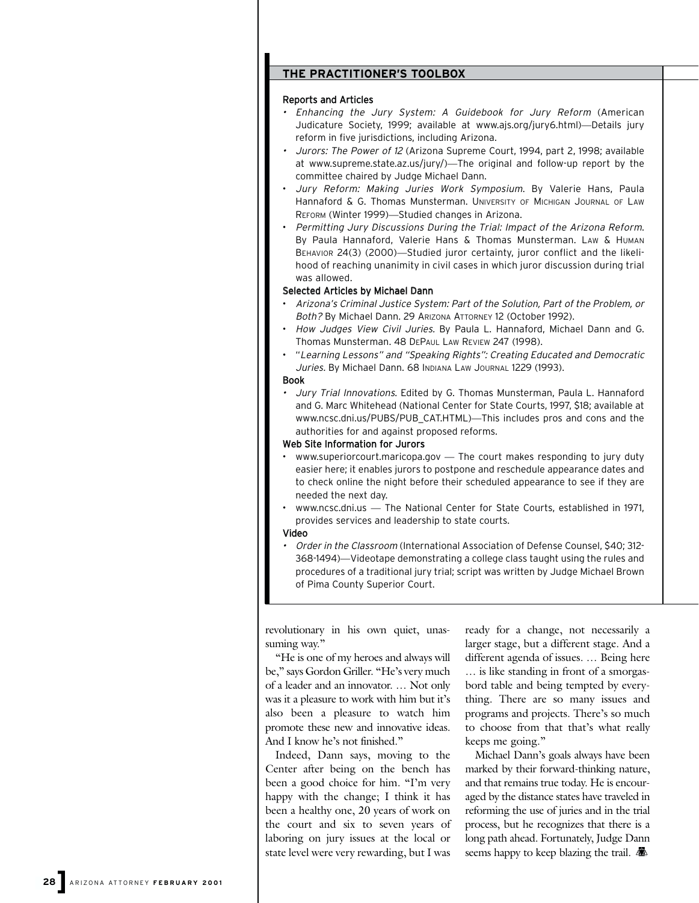## THE PRACTITIONER'S TOOLBOX

### Reports and Articles

- *Enhancing the Jury System: A Guidebook for Jury Reform* (American Judicature Society, 1999; available at www.ajs.org/jury6.html)—Details jury reform in five jurisdictions, including Arizona.
- *Jurors: The Power of 12* (Arizona Supreme Court, 1994, part 2, 1998; available at www.supreme.state.az.us/jury/)—The original and follow-up report by the committee chaired by Judge Michael Dann.
- *Jury Reform: Making Juries Work Symposium*. By Valerie Hans, Paula Hannaford & G. Thomas Munsterman. University of Michigan Journal of Law Reform (Winter 1999)—Studied changes in Arizona.
- *Permitting Jury Discussions During the Trial: Impact of the Arizona Reform*. By Paula Hannaford, Valerie Hans & Thomas Munsterman. Law & Human Behavior 24(3) (2000)—Studied juror certainty, juror conflict and the likelihood of reaching unanimity in civil cases in which juror discussion during trial was allowed.

### Selected Articles by Michael Dann

- *Arizona's Criminal Justice System: Part of the Solution, Part of the Problem, or Both?* By Michael Dann. 29 Arizona Attorney 12 (October 1992).
- *How Judges View Civil Juries*. By Paula L. Hannaford, Michael Dann and G. Thomas Munsterman. 48 DePaul Law Review 247 (1998).
- "*Learning Lessons" and "Speaking Rights": Creating Educated and Democratic Juries*. By Michael Dann. 68 Indiana Law Journal 1229 (1993).

### Book

- *Jury Trial Innovations*. Edited by G. Thomas Munsterman, Paula L. Hannaford and G. Marc Whitehead (National Center for State Courts, 1997, $18; available at www.ncsc.dni.us/PUBS/PUB_CAT.HTML)—This includes pros and cons and the authorities for and against proposed reforms.

### Web Site Information for Jurors

- www.superiorcourt.maricopa.gov — The court makes responding to jury duty easier here; it enables jurors to postpone and reschedule appearance dates and to check online the night before their scheduled appearance to see if they are needed the next day.
- www.ncsc.dni.us — The National Center for State Courts, established in 1971, provides services and leadership to state courts.

### Video

- *Order in the Classroom* (International Association of Defense Counsel, $40; 312-368-1494)—Videotape demonstrating a college class taught using the rules and procedures of a traditional jury trial; script was written by Judge Michael Brown of Pima County Superior Court.

revolutionary in his own quiet, unassuming way."

"He is one of my heroes and always will be," says Gordon Griller. "He's very much of a leader and an innovator. … Not only was it a pleasure to work with him but it's also been a pleasure to watch him promote these new and innovative ideas. And I know he's not finished."

Indeed, Dann says, moving to the Center after being on the bench has been a good choice for him. "I'm very happy with the change; I think it has been a healthy one, 20 years of work on the court and six to seven years of laboring on jury issues at the local or state level were very rewarding, but I was ready for a change, not necessarily a larger stage, but a different stage. And a different agenda of issues. … Being here … is like standing in front of a smorgasbord table and being tempted by everything. There are so many issues and programs and projects. There's so much to choose from that that's what really keeps me going."

Michael Dann's goals always have been marked by their forward-thinking nature, and that remains true today. He is encouraged by the distance states have traveled in reforming the use of juries and in the trial process, but he recognizes that there is a long path ahead. Fortunately, Judge Dann seems happy to keep blazing the trail.